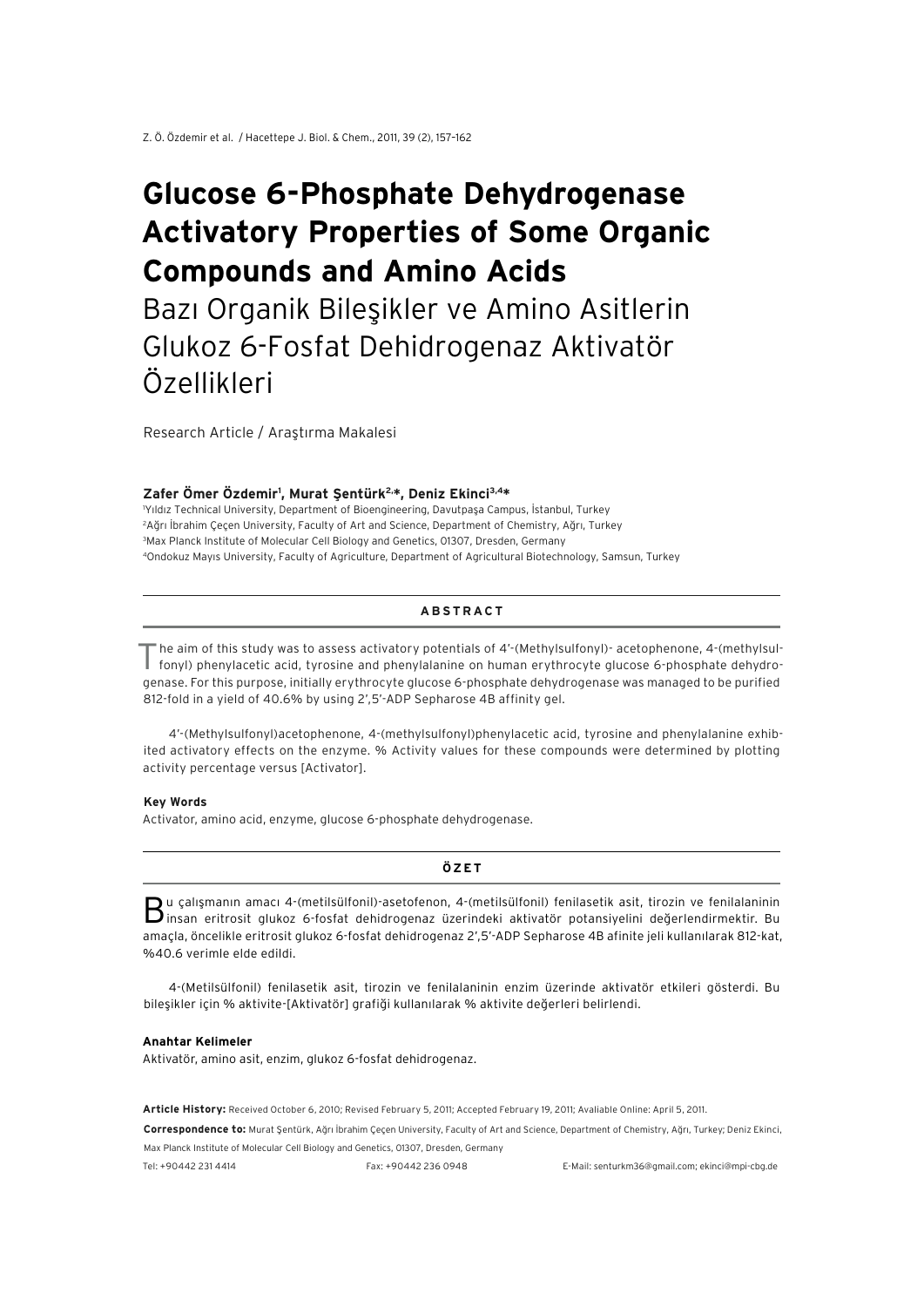# Glucose 6-Phosphate Dehydrogenase Activatory Properties of Some Organic Compounds and Amino Acids

## Bazı Organik Bileşikler ve Amino Asitlerin Glukoz 6-Fosfat Dehidrogenaz Aktivatör Özellikleri

Research Article / Araştırma Makalesi

**Zafer Ömer Özdemir[1], Murat Şentürk[2,*], Deniz Ekinci[3,4*]**

[1]Yıldız Technical University, Department of Bioengineering, Davutpaşa Campus, İstanbul, Turkey
[2]Ağrı İbrahim Çeçen University, Faculty of Art and Science, Department of Chemistry, Ağrı, Turkey
[3]Max Planck Institute of Molecular Cell Biology and Genetics, 01307, Dresden, Germany
[4]Ondokuz Mayıs University, Faculty of Agriculture, Department of Agricultural Biotechnology, Samsun, Turkey

## ABSTRACT

The aim of this study was to assess activatory potentials of 4′-(Methylsulfonyl)- acetophenone, 4-(methylsulfonyl) phenylacetic acid, tyrosine and phenylalanine on human erythrocyte glucose 6-phosphate dehydrogenase. For this purpose, initially erythrocyte glucose 6-phosphate dehydrogenase was managed to be purified 812-fold in a yield of 40.6% by using 2′,5′-ADP Sepharose 4B affinity gel.

4′-(Methylsulfonyl)acetophenone, 4-(methylsulfonyl)phenylacetic acid, tyrosine and phenylalanine exhibited activatory effects on the enzyme. % Activity values for these compounds were determined by plotting activity percentage versus [Activator].

**Key Words**

Activator, amino acid, enzyme, glucose 6-phosphate dehydrogenase.

## ÖZET

Bu çalışmanın amacı 4-(metilsülfonil)-asetofenon, 4-(metilsülfonil) fenilasetik asit, tirozin ve fenilalaninin insan eritrosit glukoz 6-fosfat dehidrogenaz üzerindeki aktivatör potansiyelini değerlendirmektir. Bu amaçla, öncelikle eritrosit glukoz 6-fosfat dehidrogenaz 2′,5′-ADP Sepharose 4B afinite jeli kullanılarak 812-kat, %40.6 verimle elde edildi.

4-(Metilsülfonil) fenilasetik asit, tirozin ve fenilalaninin enzim üzerinde aktivatör etkileri gösterdi. Bu bileşikler için % aktivite-[Aktivatör] grafiği kullanılarak % aktivite değerleri belirlendi.

**Anahtar Kelimeler**

Aktivatör, amino asit, enzim, glukoz 6-fosfat dehidrogenaz.

**Article History:** Received October 6, 2010; Revised February 5, 2011; Accepted February 19, 2011; Avaliable Online: April 5, 2011.

**Correspondence to:** Murat Şentürk, Ağrı İbrahim Çeçen University, Faculty of Art and Science, Department of Chemistry, Ağrı, Turkey; Deniz Ekinci, Max Planck Institute of Molecular Cell Biology and Genetics, 01307, Dresden, Germany

Tel: +90442 231 4414 Fax: +90442 236 0948 E-Mail: senturkm36@gmail.com; ekinci@mpi-cbg.de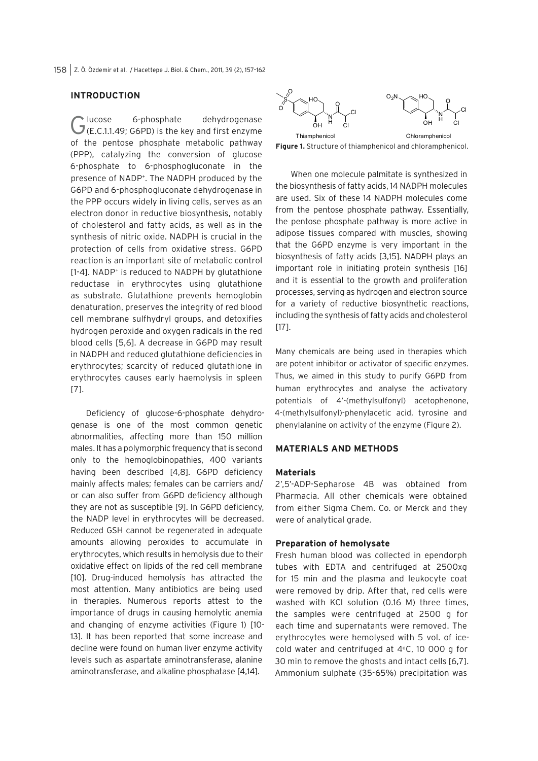## INTRODUCTION

Glucose 6-phosphate dehydrogenase (E.C.1.1.49; G6PD) is the key and first enzyme of the pentose phosphate metabolic pathway (PPP), catalyzing the conversion of glucose 6-phosphate to 6-phosphogluconate in the presence of $NADP^+$. The NADPH produced by the G6PD and 6-phosphogluconate dehydrogenase in the PPP occurs widely in living cells, serves as an electron donor in reductive biosynthesis, notably of cholesterol and fatty acids, as well as in the synthesis of nitric oxide. NADPH is crucial in the protection of cells from oxidative stress. G6PD reaction is an important site of metabolic control [1-4]. $NADP^+$ is reduced to NADPH by glutathione reductase in erythrocytes using glutathione as substrate. Glutathione prevents hemoglobin denaturation, preserves the integrity of red blood cell membrane sulfhydryl groups, and detoxifies hydrogen peroxide and oxygen radicals in the red blood cells [5,6]. A decrease in G6PD may result in NADPH and reduced glutathione deficiencies in erythrocytes; scarcity of reduced glutathione in erythrocytes causes early haemolysis in spleen [7].

Deficiency of glucose-6-phosphate dehydrogenase is one of the most common genetic abnormalities, affecting more than 150 million males. It has a polymorphic frequency that is second only to the hemoglobinopathies, 400 variants having been described [4,8]. G6PD deficiency mainly affects males; females can be carriers and/or can also suffer from G6PD deficiency although they are not as susceptible [9]. In G6PD deficiency, the NADP level in erythrocytes will be decreased. Reduced GSH cannot be regenerated in adequate amounts allowing peroxides to accumulate in erythrocytes, which results in hemolysis due to their oxidative effect on lipids of the red cell membrane [10]. Drug-induced hemolysis has attracted the most attention. Many antibiotics are being used in therapies. Numerous reports attest to the importance of drugs in causing hemolytic anemia and changing of enzyme activities (Figure 1) [10-13]. It has been reported that some increase and decline were found on human liver enzyme activity levels such as aspartate aminotransferase, alanine aminotransferase, and alkaline phosphatase [4,14].

**Figure 1.** Structure of thiamphenicol and chloramphenicol.

When one molecule palmitate is synthesized in the biosynthesis of fatty acids, 14 NADPH molecules are used. Six of these 14 NADPH molecules come from the pentose phosphate pathway. Essentially, the pentose phosphate pathway is more active in adipose tissues compared with muscles, showing that the G6PD enzyme is very important in the biosynthesis of fatty acids [3,15]. NADPH plays an important role in initiating protein synthesis [16] and it is essential to the growth and proliferation processes, serving as hydrogen and electron source for a variety of reductive biosynthetic reactions, including the synthesis of fatty acids and cholesterol [17].

Many chemicals are being used in therapies which are potent inhibitor or activator of specific enzymes. Thus, we aimed in this study to purify G6PD from human erythrocytes and analyse the activatory potentials of 4'-(methylsulfonyl) acetophenone, 4-(methylsulfonyl)-phenylacetic acid, tyrosine and phenylalanine on activity of the enzyme (Figure 2).

## MATERIALS AND METHODS

### Materials

2',5'-ADP-Sepharose 4B was obtained from Pharmacia. All other chemicals were obtained from either Sigma Chem. Co. or Merck and they were of analytical grade.

### Preparation of hemolysate

Fresh human blood was collected in ependorph tubes with EDTA and centrifuged at 2500xg for 15 min and the plasma and leukocyte coat were removed by drip. After that, red cells were washed with KCl solution (0.16 M) three times, the samples were centrifuged at 2500 g for each time and supernatants were removed. The erythrocytes were hemolysed with 5 vol. of ice-cold water and centrifuged at 4°C, 10 000 g for 30 min to remove the ghosts and intact cells [6,7]. Ammonium sulphate (35-65%) precipitation was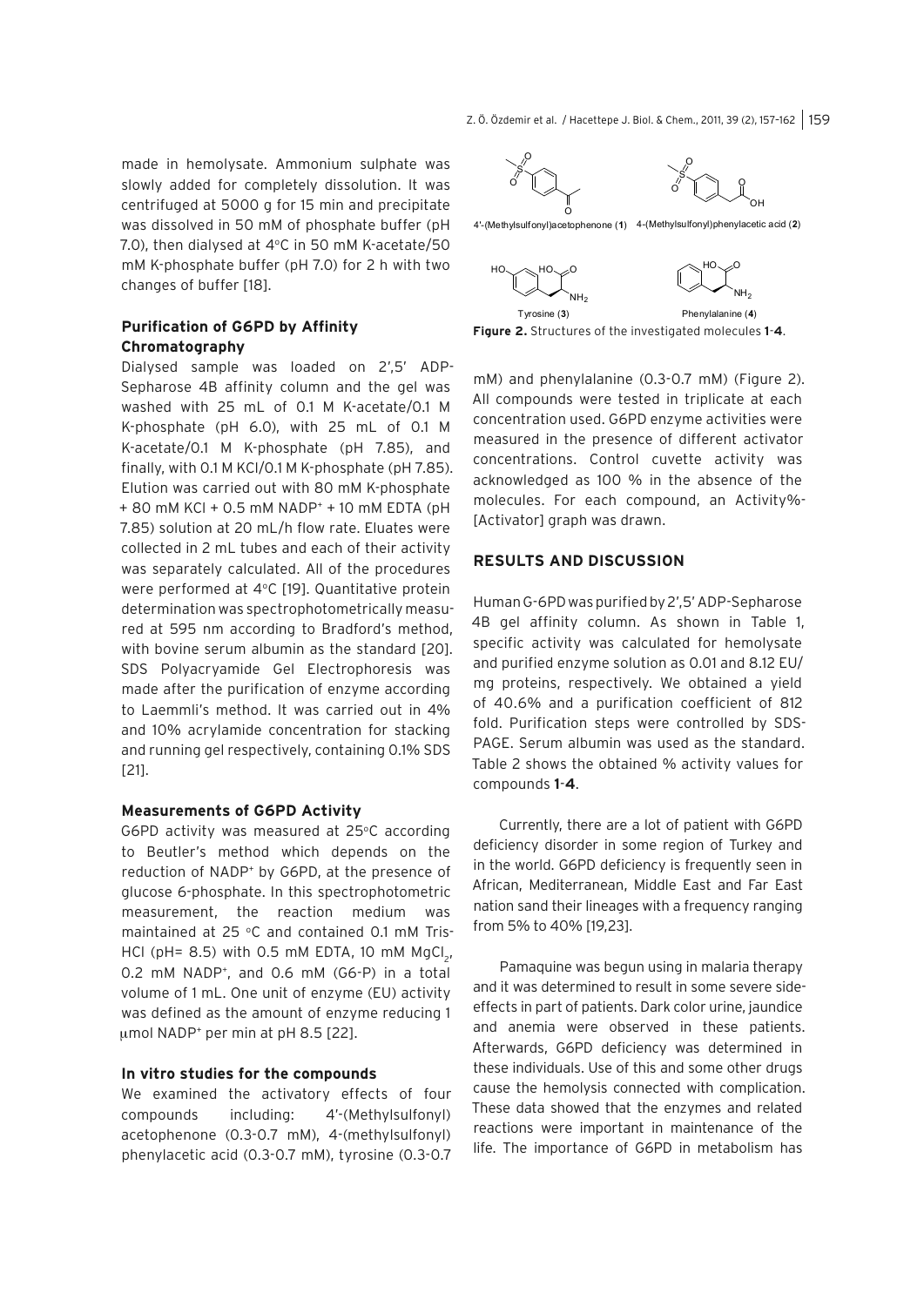made in hemolysate. Ammonium sulphate was slowly added for completely dissolution. It was centrifuged at 5000 g for 15 min and precipitate was dissolved in 50 mM of phosphate buffer (pH 7.0), then dialysed at 4°C in 50 mM K-acetate/50 mM K-phosphate buffer (pH 7.0) for 2 h with two changes of buffer [18].

### Purification of G6PD by Affinity Chromatography

Dialysed sample was loaded on 2',5' ADP-Sepharose 4B affinity column and the gel was washed with 25 mL of 0.1 M K-acetate/0.1 M K-phosphate (pH 6.0), with 25 mL of 0.1 M K-acetate/0.1 M K-phosphate (pH 7.85), and finally, with 0.1 M KCl/0.1 M K-phosphate (pH 7.85). Elution was carried out with 80 mM K-phosphate + 80 mM KCl + 0.5 mM $NADP^+$ + 10 mM EDTA (pH 7.85) solution at 20 mL/h flow rate. Eluates were collected in 2 mL tubes and each of their activity was separately calculated. All of the procedures were performed at 4°C [19]. Quantitative protein determination was spectrophotometrically measured at 595 nm according to Bradford's method, with bovine serum albumin as the standard [20]. SDS Polyacryamide Gel Electrophoresis was made after the purification of enzyme according to Laemmli's method. It was carried out in 4% and 10% acrylamide concentration for stacking and running gel respectively, containing 0.1% SDS [21].

### Measurements of G6PD Activity

G6PD activity was measured at 25°C according to Beutler's method which depends on the reduction of $NADP^+$ by G6PD, at the presence of glucose 6-phosphate. In this spectrophotometric measurement, the reaction medium was maintained at 25 °C and contained 0.1 mM Tris-HCl (pH= 8.5) with 0.5 mM EDTA, 10 mM $MgCl_2$, 0.2 mM $NADP^+$, and 0.6 mM (G6-P) in a total volume of 1 mL. One unit of enzyme (EU) activity was defined as the amount of enzyme reducing 1 μmol $NADP^+$ per min at pH 8.5 [22].

### In vitro studies for the compounds

We examined the activatory effects of four compounds including: 4'-(Methylsulfonyl) acetophenone (0.3-0.7 mM), 4-(methylsulfonyl) phenylacetic acid (0.3-0.7 mM), tyrosine (0.3-0.7 mM) and phenylalanine (0.3-0.7 mM) (Figure 2). All compounds were tested in triplicate at each concentration used. G6PD enzyme activities were measured in the presence of different activator concentrations. Control cuvette activity was acknowledged as 100 % in the absence of the molecules. For each compound, an Activity%-[Activator] graph was drawn.

4'-(Methylsulfonyl)acetophenone (**1**) 4-(Methylsulfonyl)phenylacetic acid (**2**)

Tyrosine (**3**) Phenylalanine (**4**)

**Figure 2.** Structures of the investigated molecules **1**-**4**.

## RESULTS AND DISCUSSION

Human G-6PD was purified by 2',5' ADP-Sepharose 4B gel affinity column. As shown in Table 1, specific activity was calculated for hemolysate and purified enzyme solution as 0.01 and 8.12 EU/mg proteins, respectively. We obtained a yield of 40.6% and a purification coefficient of 812 fold. Purification steps were controlled by SDS-PAGE. Serum albumin was used as the standard. Table 2 shows the obtained % activity values for compounds **1**-**4**.

Currently, there are a lot of patient with G6PD deficiency disorder in some region of Turkey and in the world. G6PD deficiency is frequently seen in African, Mediterranean, Middle East and Far East nation sand their lineages with a frequency ranging from 5% to 40% [19,23].

Pamaquine was begun using in malaria therapy and it was determined to result in some severe side-effects in part of patients. Dark color urine, jaundice and anemia were observed in these patients. Afterwards, G6PD deficiency was determined in these individuals. Use of this and some other drugs cause the hemolysis connected with complication. These data showed that the enzymes and related reactions were important in maintenance of the life. The importance of G6PD in metabolism has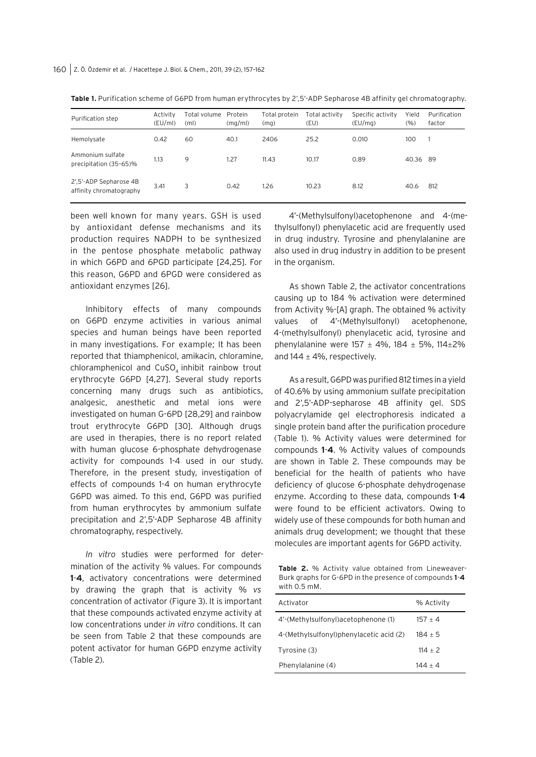**Table 1.** Purification scheme of G6PD from human erythrocytes by 2',5'-ADP Sepharose 4B affinity gel chromatography.

| Purification step | Activity (EU/ml) | Total volume (ml) | Protein (mg/ml) | Total protein (mg) | Total activity (EU) | Specific activity (EU/mg) | Yield (%) | Purification factor |
|---|---|---|---|---|---|---|---|---|
| Hemolysate | 0.42 | 60 | 40.1 | 2406 | 25.2 | 0.010 | 100 | 1 |
| Ammonium sulfate precipitation (35-65)% | 1.13 | 9 | 1.27 | 11.43 | 10.17 | 0.89 | 40.36 | 89 |
| 2',5'-ADP Sepharose 4B affinity chromatography | 3.41 | 3 | 0.42 | 1.26 | 10.23 | 8.12 | 40.6 | 812 |

been well known for many years. GSH is used by antioxidant defense mechanisms and its production requires NADPH to be synthesized in the pentose phosphate metabolic pathway in which G6PD and 6PGD participate [24,25]. For this reason, G6PD and 6PGD were considered as antioxidant enzymes [26].

Inhibitory effects of many compounds on G6PD enzyme activities in various animal species and human beings have been reported in many investigations. For example; It has been reported that thiamphenicol, amikacin, chloramine, chloramphenicol and $CuSO_4$ inhibit rainbow trout erythrocyte G6PD [4,27]. Several study reports concerning many drugs such as antibiotics, analgesic, anesthetic and metal ions were investigated on human G-6PD [28,29] and rainbow trout erythrocyte G6PD [30]. Although drugs are used in therapies, there is no report related with human glucose 6-phosphate dehydrogenase activity for compounds 1-4 used in our study. Therefore, in the present study, investigation of effects of compounds 1-4 on human erythrocyte G6PD was aimed. To this end, G6PD was purified from human erythrocytes by ammonium sulfate precipitation and 2',5'-ADP Sepharose 4B affinity chromatography, respectively.

*In vitro* studies were performed for determination of the activity % values. For compounds **1-4**, activatory concentrations were determined by drawing the graph that is activity % *vs* concentration of activator (Figure 3). It is important that these compounds activated enzyme activity at low concentrations under *in vitro* conditions. It can be seen from Table 2 that these compounds are potent activator for human G6PD enzyme activity (Table 2).

4'-(Methylsulfonyl)acetophenone and 4-(methylsulfonyl) phenylacetic acid are frequently used in drug industry. Tyrosine and phenylalanine are also used in drug industry in addition to be present in the organism.

As shown Table 2, the activator concentrations causing up to 184 % activation were determined from Activity %-[A] graph. The obtained % activity values of 4'-(Methylsulfonyl) acetophenone, 4-(methylsulfonyl) phenylacetic acid, tyrosine and phenylalanine were 157 ± 4%, 184 ± 5%, 114±2% and 144 ± 4%, respectively.

As a result, G6PD was purified 812 times in a yield of 40.6% by using ammonium sulfate precipitation and 2',5'-ADP-sepharose 4B affinity gel. SDS polyacrylamide gel electrophoresis indicated a single protein band after the purification procedure (Table 1). % Activity values were determined for compounds **1-4**. % Activity values of compounds are shown in Table 2. These compounds may be beneficial for the health of patients who have deficiency of glucose 6-phosphate dehydrogenase enzyme. According to these data, compounds **1-4** were found to be efficient activators. Owing to widely use of these compounds for both human and animals drug development; we thought that these molecules are important agents for G6PD activity.

**Table 2.** % Activity value obtained from Lineweaver-Burk graphs for G-6PD in the presence of compounds **1-4** with 0.5 mM.

| Activator | % Activity |
|---|---|
| 4'-(Methylsulfonyl)acetophenone (1) | 157 ± 4 |
| 4-(Methylsulfonyl)phenylacetic acid (2) | 184 ± 5 |
| Tyrosine (3) | 114 ± 2 |
| Phenylalanine (4) | 144 ± 4 |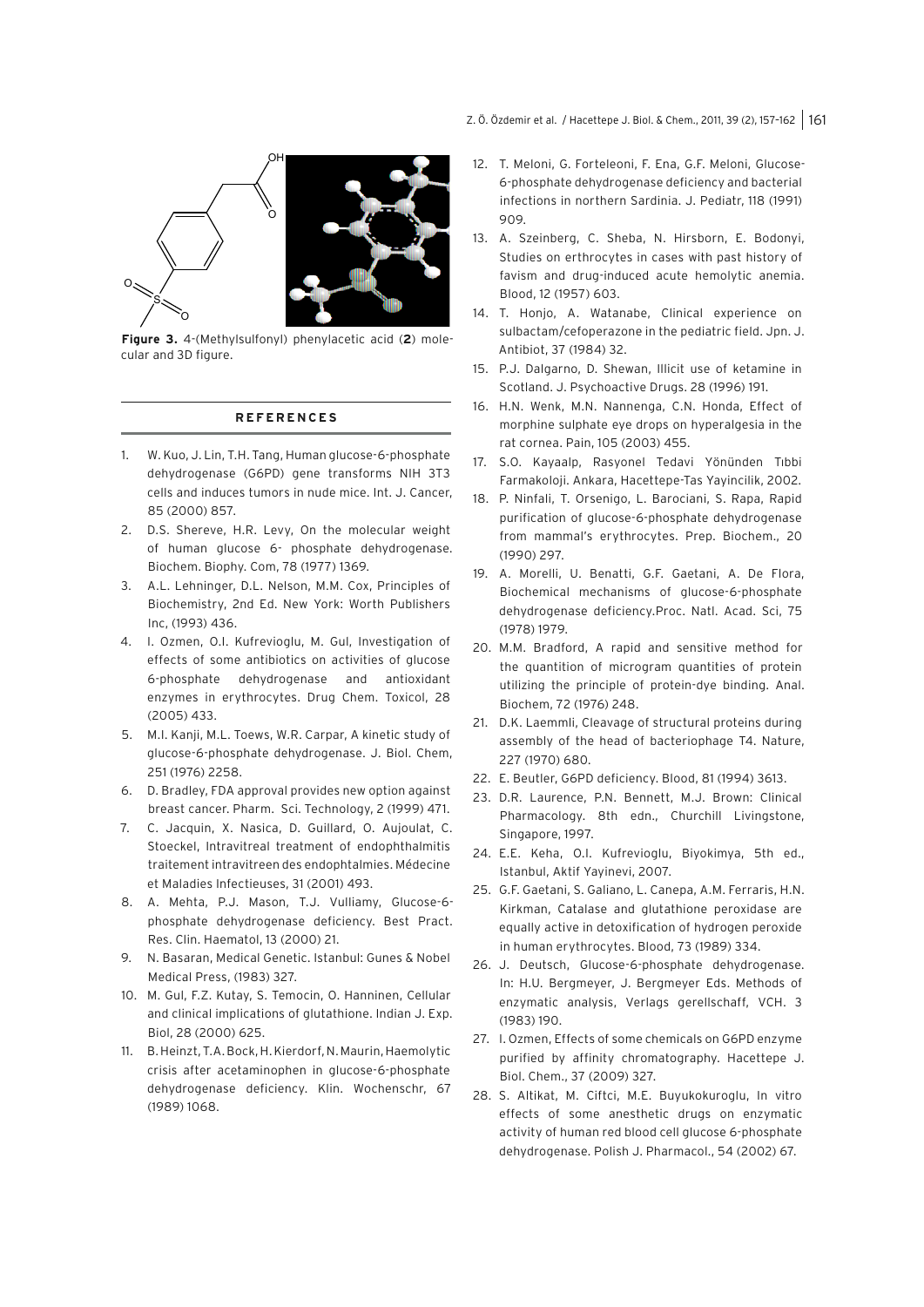**Figure 3.** 4-(Methylsulfonyl) phenylacetic acid (**2**) molecular and 3D figure.

## REFERENCES

1. W. Kuo, J. Lin, T.H. Tang, Human glucose-6-phosphate dehydrogenase (G6PD) gene transforms NIH 3T3 cells and induces tumors in nude mice. Int. J. Cancer, 85 (2000) 857.
2. D.S. Shereve, H.R. Levy, On the molecular weight of human glucose 6- phosphate dehydrogenase. Biochem. Biophy. Com, 78 (1977) 1369.
3. A.L. Lehninger, D.L. Nelson, M.M. Cox, Principles of Biochemistry, 2nd Ed. New York: Worth Publishers Inc, (1993) 436.
4. I. Ozmen, O.I. Kufrevioglu, M. Gul, Investigation of effects of some antibiotics on activities of glucose 6-phosphate dehydrogenase and antioxidant enzymes in erythrocytes. Drug Chem. Toxicol, 28 (2005) 433.
5. M.I. Kanji, M.L. Toews, W.R. Carpar, A kinetic study of glucose-6-phosphate dehydrogenase. J. Biol. Chem, 251 (1976) 2258.
6. D. Bradley, FDA approval provides new option against breast cancer. Pharm. Sci. Technology, 2 (1999) 471.
7. C. Jacquin, X. Nasica, D. Guillard, O. Aujoulat, C. Stoeckel, Intravitreal treatment of endophthalmitis traitement intravitreen des endophtalmies. Médecine et Maladies Infectieuses, 31 (2001) 493.
8. A. Mehta, P.J. Mason, T.J. Vulliamy, Glucose-6-phosphate dehydrogenase deficiency. Best Pract. Res. Clin. Haematol, 13 (2000) 21.
9. N. Basaran, Medical Genetic. Istanbul: Gunes & Nobel Medical Press, (1983) 327.
10. M. Gul, F.Z. Kutay, S. Temocin, O. Hanninen, Cellular and clinical implications of glutathione. Indian J. Exp. Biol, 28 (2000) 625.
11. B. Heinzt, T.A. Bock, H. Kierdorf, N. Maurin, Haemolytic crisis after acetaminophen in glucose-6-phosphate dehydrogenase deficiency. Klin. Wochenschr, 67 (1989) 1068.
12. T. Meloni, G. Forteleoni, F. Ena, G.F. Meloni, Glucose-6-phosphate dehydrogenase deficiency and bacterial infections in northern Sardinia. J. Pediatr, 118 (1991) 909.
13. A. Szeinberg, C. Sheba, N. Hirsborn, E. Bodonyi, Studies on erthrocytes in cases with past history of favism and drug-induced acute hemolytic anemia. Blood, 12 (1957) 603.
14. T. Honjo, A. Watanabe, Clinical experience on sulbactam/cefoperazone in the pediatric field. Jpn. J. Antibiot, 37 (1984) 32.
15. P.J. Dalgarno, D. Shewan, Illicit use of ketamine in Scotland. J. Psychoactive Drugs. 28 (1996) 191.
16. H.N. Wenk, M.N. Nannenga, C.N. Honda, Effect of morphine sulphate eye drops on hyperalgesia in the rat cornea. Pain, 105 (2003) 455.
17. S.O. Kayaalp, Rasyonel Tedavi Yönünden Tıbbi Farmakoloji. Ankara, Hacettepe-Tas Yayincilik, 2002.
18. P. Ninfali, T. Orsenigo, L. Barociani, S. Rapa, Rapid purification of glucose-6-phosphate dehydrogenase from mammal's erythrocytes. Prep. Biochem., 20 (1990) 297.
19. A. Morelli, U. Benatti, G.F. Gaetani, A. De Flora, Biochemical mechanisms of glucose-6-phosphate dehydrogenase deficiency.Proc. Natl. Acad. Sci, 75 (1978) 1979.
20. M.M. Bradford, A rapid and sensitive method for the quantition of microgram quantities of protein utilizing the principle of protein-dye binding. Anal. Biochem, 72 (1976) 248.
21. D.K. Laemmli, Cleavage of structural proteins during assembly of the head of bacteriophage T4. Nature, 227 (1970) 680.
22. E. Beutler, G6PD deficiency. Blood, 81 (1994) 3613.
23. D.R. Laurence, P.N. Bennett, M.J. Brown: Clinical Pharmacology. 8th edn., Churchill Livingstone, Singapore, 1997.
24. E.E. Keha, O.I. Kufrevioglu, Biyokimya, 5th ed., Istanbul, Aktif Yayinevi, 2007.
25. G.F. Gaetani, S. Galiano, L. Canepa, A.M. Ferraris, H.N. Kirkman, Catalase and glutathione peroxidase are equally active in detoxification of hydrogen peroxide in human erythrocytes. Blood, 73 (1989) 334.
26. J. Deutsch, Glucose-6-phosphate dehydrogenase. In: H.U. Bergmeyer, J. Bergmeyer Eds. Methods of enzymatic analysis, Verlags gerellschaff, VCH. 3 (1983) 190.
27. I. Ozmen, Effects of some chemicals on G6PD enzyme purified by affinity chromatography. Hacettepe J. Biol. Chem., 37 (2009) 327.
28. S. Altikat, M. Ciftci, M.E. Buyukokuroglu, In vitro effects of some anesthetic drugs on enzymatic activity of human red blood cell glucose 6-phosphate dehydrogenase. Polish J. Pharmacol., 54 (2002) 67.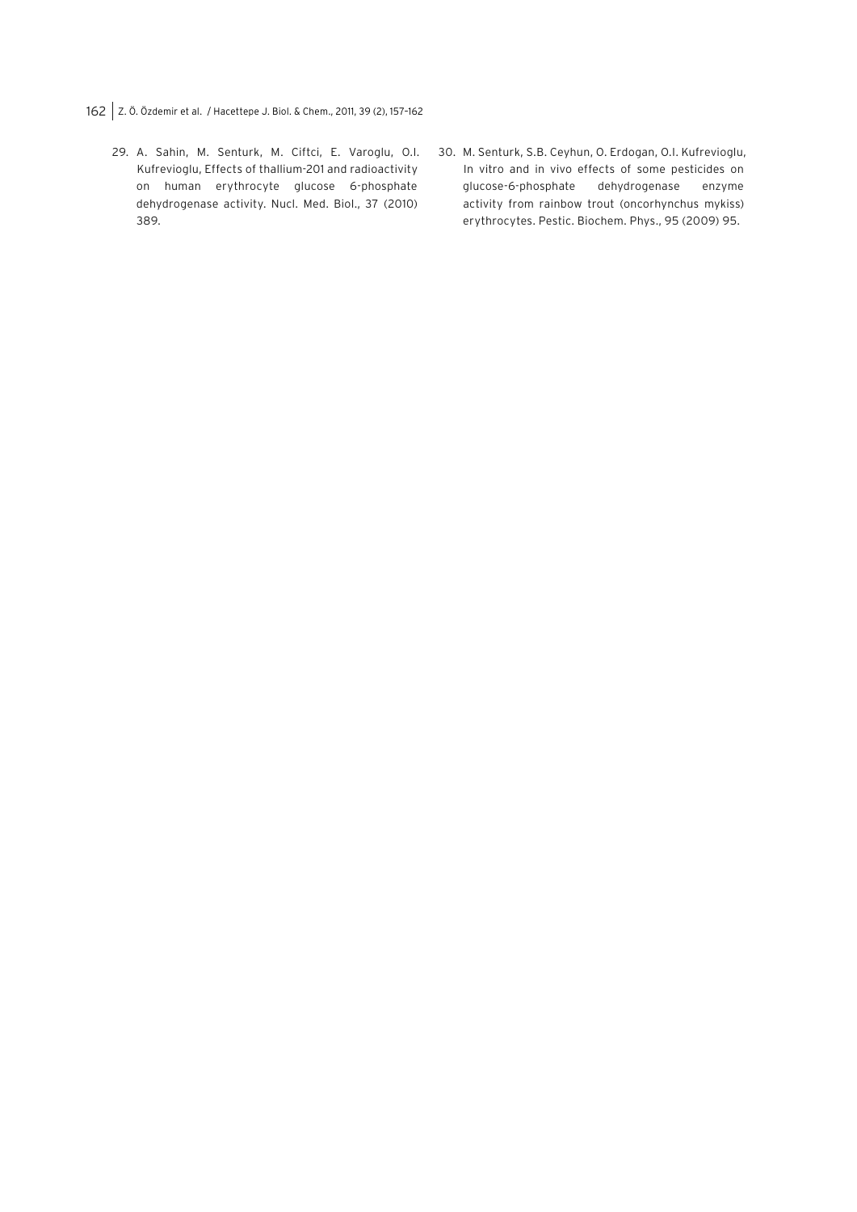29. A. Sahin, M. Senturk, M. Ciftci, E. Varoglu, O.I. Kufrevioglu, Effects of thallium-201 and radioactivity on human erythrocyte glucose 6-phosphate dehydrogenase activity. Nucl. Med. Biol., 37 (2010) 389.

30. M. Senturk, S.B. Ceyhun, O. Erdogan, O.I. Kufrevioglu, In vitro and in vivo effects of some pesticides on glucose-6-phosphate dehydrogenase enzyme activity from rainbow trout (oncorhynchus mykiss) erythrocytes. Pestic. Biochem. Phys., 95 (2009) 95.